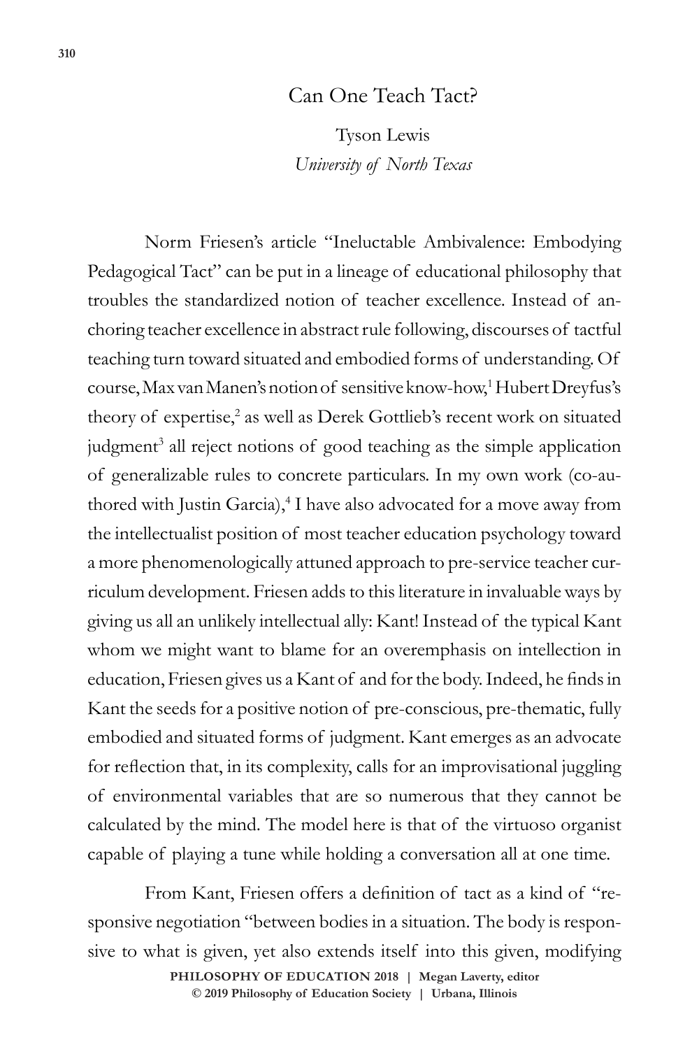# Can One Teach Tact?

Tyson Lewis
*University of North Texas*

Norm Friesen's article "Ineluctable Ambivalence: Embodying Pedagogical Tact" can be put in a lineage of educational philosophy that troubles the standardized notion of teacher excellence. Instead of anchoring teacher excellence in abstract rule following, discourses of tactful teaching turn toward situated and embodied forms of understanding. Of course, Max van Manen's notion of sensitive know-how,[1] Hubert Dreyfus's theory of expertise,[2] as well as Derek Gottlieb's recent work on situated judgment[3] all reject notions of good teaching as the simple application of generalizable rules to concrete particulars. In my own work (co-authored with Justin Garcia),[4] I have also advocated for a move away from the intellectualist position of most teacher education psychology toward a more phenomenologically attuned approach to pre-service teacher curriculum development. Friesen adds to this literature in invaluable ways by giving us all an unlikely intellectual ally: Kant! Instead of the typical Kant whom we might want to blame for an overemphasis on intellection in education, Friesen gives us a Kant of and for the body. Indeed, he finds in Kant the seeds for a positive notion of pre-conscious, pre-thematic, fully embodied and situated forms of judgment. Kant emerges as an advocate for reflection that, in its complexity, calls for an improvisational juggling of environmental variables that are so numerous that they cannot be calculated by the mind. The model here is that of the virtuoso organist capable of playing a tune while holding a conversation all at one time.

From Kant, Friesen offers a definition of tact as a kind of "responsive negotiation "between bodies in a situation. The body is responsive to what is given, yet also extends itself into this given, modifying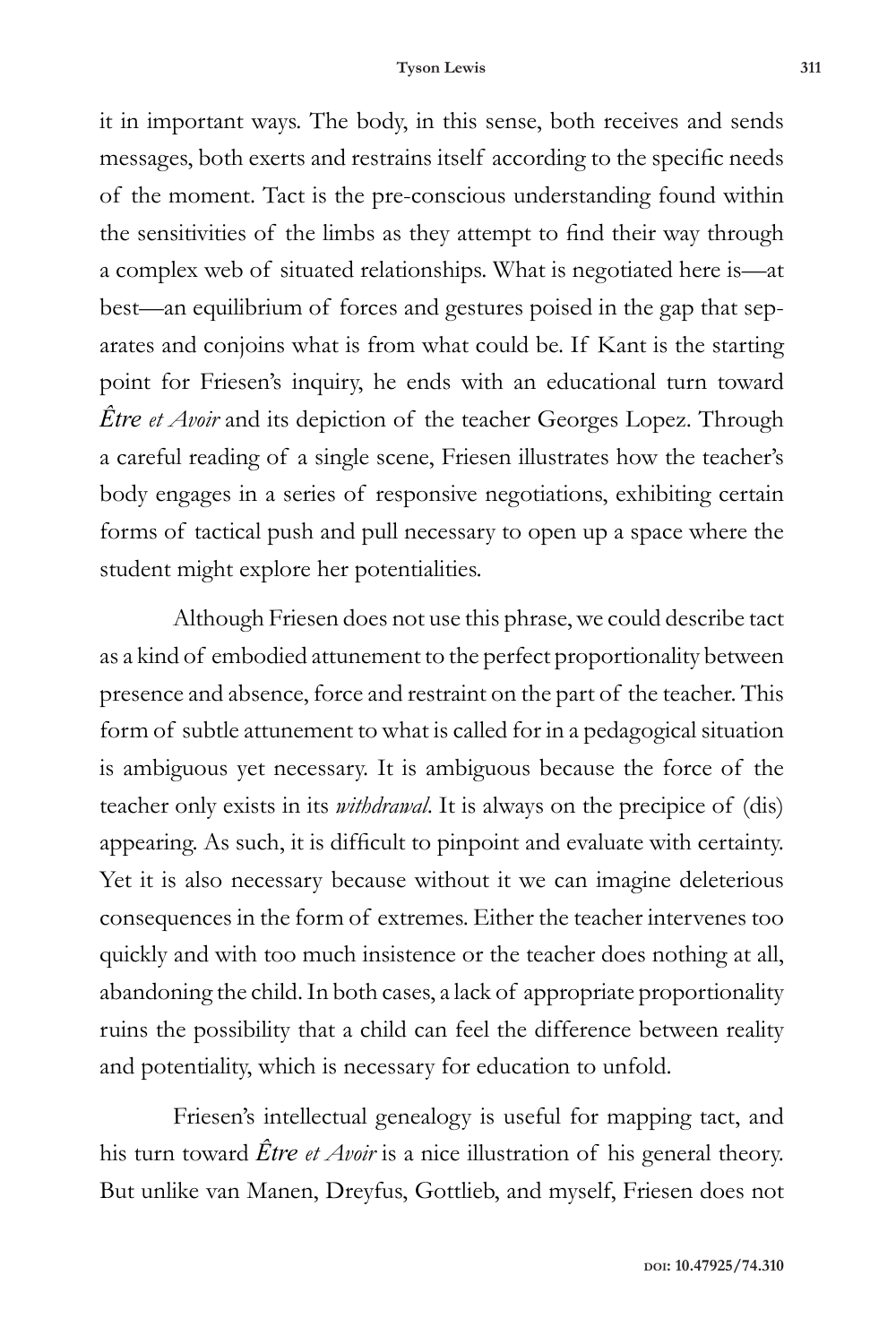it in important ways. The body, in this sense, both receives and sends messages, both exerts and restrains itself according to the specific needs of the moment. Tact is the pre-conscious understanding found within the sensitivities of the limbs as they attempt to find their way through a complex web of situated relationships. What is negotiated here is—at best—an equilibrium of forces and gestures poised in the gap that separates and conjoins what is from what could be. If Kant is the starting point for Friesen's inquiry, he ends with an educational turn toward *Être et Avoir* and its depiction of the teacher Georges Lopez. Through a careful reading of a single scene, Friesen illustrates how the teacher's body engages in a series of responsive negotiations, exhibiting certain forms of tactical push and pull necessary to open up a space where the student might explore her potentialities.

Although Friesen does not use this phrase, we could describe tact as a kind of embodied attunement to the perfect proportionality between presence and absence, force and restraint on the part of the teacher. This form of subtle attunement to what is called for in a pedagogical situation is ambiguous yet necessary. It is ambiguous because the force of the teacher only exists in its *withdrawal*. It is always on the precipice of (dis) appearing. As such, it is difficult to pinpoint and evaluate with certainty. Yet it is also necessary because without it we can imagine deleterious consequences in the form of extremes. Either the teacher intervenes too quickly and with too much insistence or the teacher does nothing at all, abandoning the child. In both cases, a lack of appropriate proportionality ruins the possibility that a child can feel the difference between reality and potentiality, which is necessary for education to unfold.

Friesen's intellectual genealogy is useful for mapping tact, and his turn toward *Être et Avoir* is a nice illustration of his general theory. But unlike van Manen, Dreyfus, Gottlieb, and myself, Friesen does not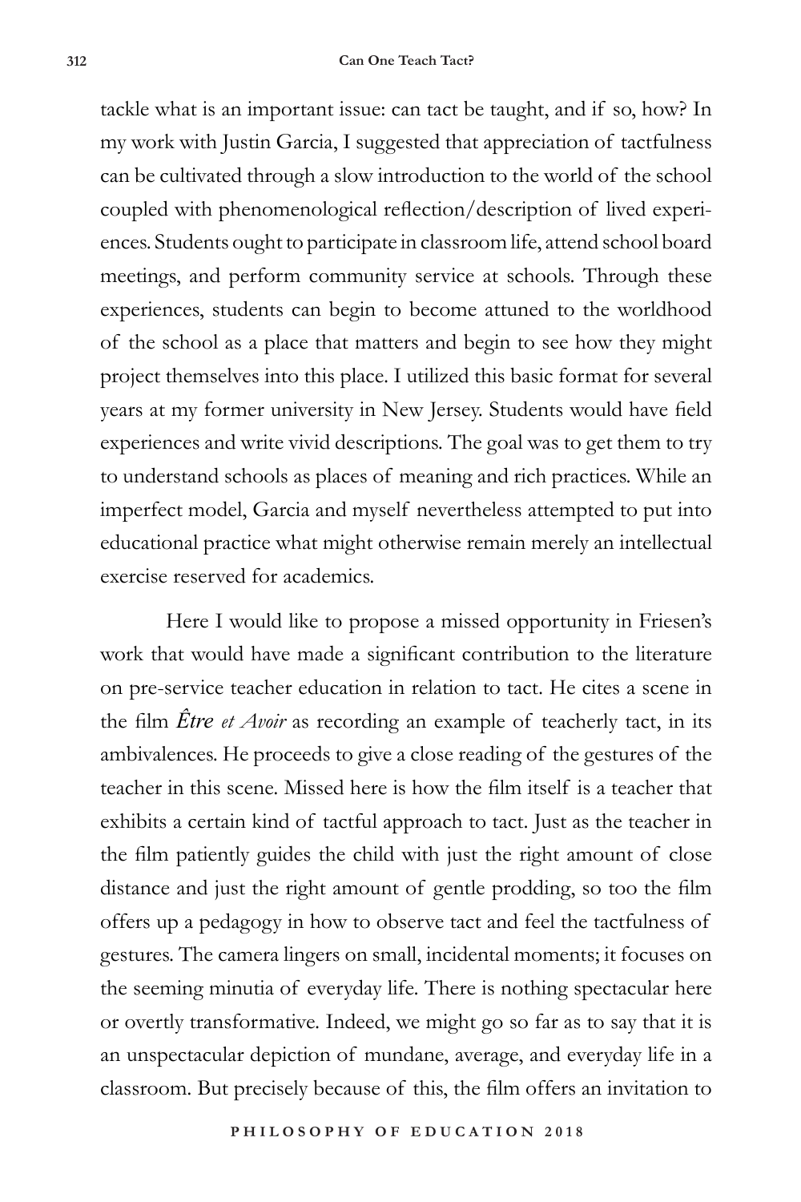tackle what is an important issue: can tact be taught, and if so, how? In my work with Justin Garcia, I suggested that appreciation of tactfulness can be cultivated through a slow introduction to the world of the school coupled with phenomenological reflection/description of lived experiences. Students ought to participate in classroom life, attend school board meetings, and perform community service at schools. Through these experiences, students can begin to become attuned to the worldhood of the school as a place that matters and begin to see how they might project themselves into this place. I utilized this basic format for several years at my former university in New Jersey. Students would have field experiences and write vivid descriptions. The goal was to get them to try to understand schools as places of meaning and rich practices. While an imperfect model, Garcia and myself nevertheless attempted to put into educational practice what might otherwise remain merely an intellectual exercise reserved for academics.

Here I would like to propose a missed opportunity in Friesen's work that would have made a significant contribution to the literature on pre-service teacher education in relation to tact. He cites a scene in the film *Être et Avoir* as recording an example of teacherly tact, in its ambivalences. He proceeds to give a close reading of the gestures of the teacher in this scene. Missed here is how the film itself is a teacher that exhibits a certain kind of tactful approach to tact. Just as the teacher in the film patiently guides the child with just the right amount of close distance and just the right amount of gentle prodding, so too the film offers up a pedagogy in how to observe tact and feel the tactfulness of gestures. The camera lingers on small, incidental moments; it focuses on the seeming minutia of everyday life. There is nothing spectacular here or overtly transformative. Indeed, we might go so far as to say that it is an unspectacular depiction of mundane, average, and everyday life in a classroom. But precisely because of this, the film offers an invitation to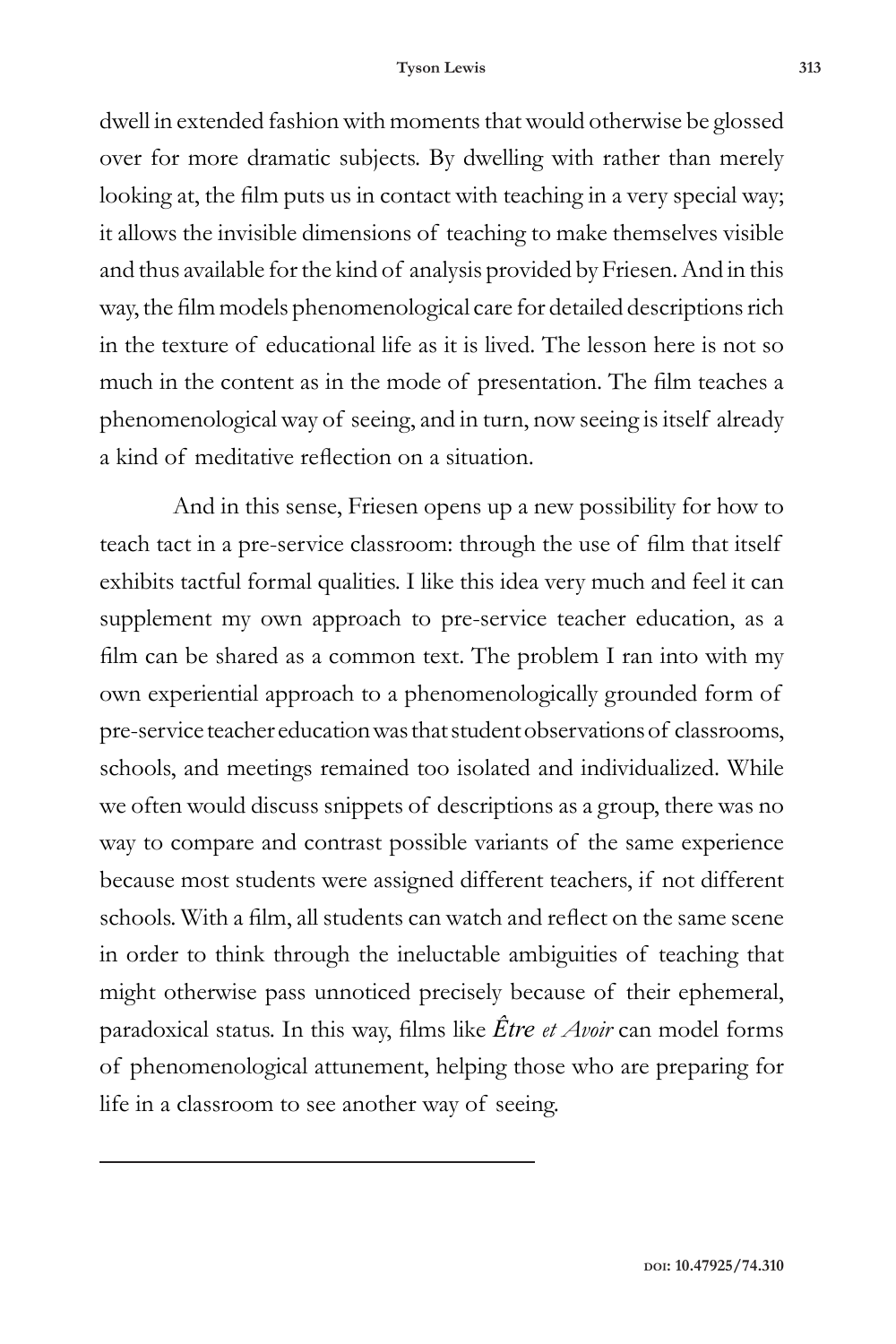dwell in extended fashion with moments that would otherwise be glossed over for more dramatic subjects. By dwelling with rather than merely looking at, the film puts us in contact with teaching in a very special way; it allows the invisible dimensions of teaching to make themselves visible and thus available for the kind of analysis provided by Friesen. And in this way, the film models phenomenological care for detailed descriptions rich in the texture of educational life as it is lived. The lesson here is not so much in the content as in the mode of presentation. The film teaches a phenomenological way of seeing, and in turn, now seeing is itself already a kind of meditative reflection on a situation.

And in this sense, Friesen opens up a new possibility for how to teach tact in a pre-service classroom: through the use of film that itself exhibits tactful formal qualities. I like this idea very much and feel it can supplement my own approach to pre-service teacher education, as a film can be shared as a common text. The problem I ran into with my own experiential approach to a phenomenologically grounded form of pre-service teacher education was that student observations of classrooms, schools, and meetings remained too isolated and individualized. While we often would discuss snippets of descriptions as a group, there was no way to compare and contrast possible variants of the same experience because most students were assigned different teachers, if not different schools. With a film, all students can watch and reflect on the same scene in order to think through the ineluctable ambiguities of teaching that might otherwise pass unnoticed precisely because of their ephemeral, paradoxical status. In this way, films like *Être et Avoir* can model forms of phenomenological attunement, helping those who are preparing for life in a classroom to see another way of seeing.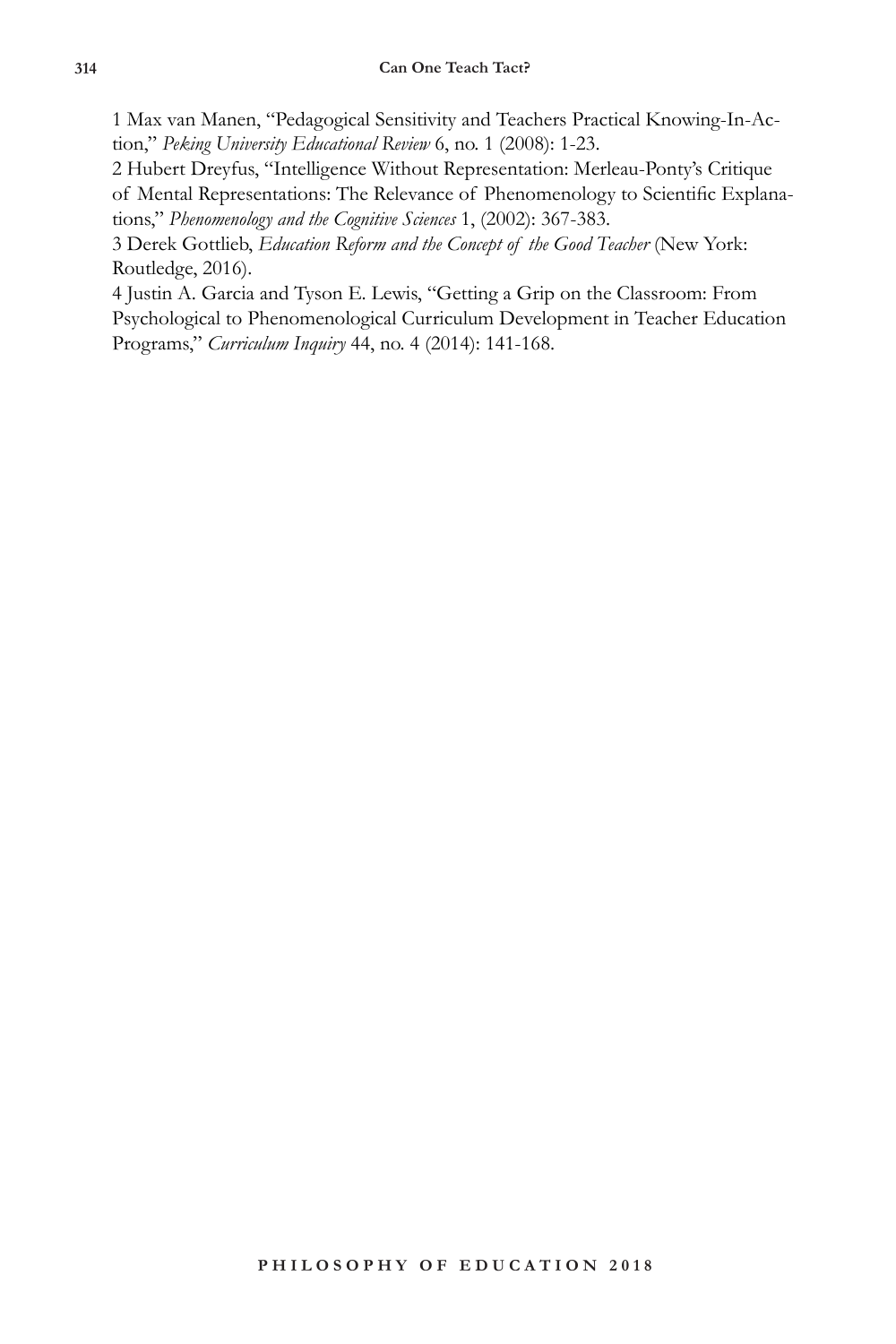1 Max van Manen, "Pedagogical Sensitivity and Teachers Practical Knowing-In-Action," *Peking University Educational Review* 6, no. 1 (2008): 1-23.
2 Hubert Dreyfus, "Intelligence Without Representation: Merleau-Ponty's Critique of Mental Representations: The Relevance of Phenomenology to Scientific Explanations," *Phenomenology and the Cognitive Sciences* 1, (2002): 367-383.
3 Derek Gottlieb, *Education Reform and the Concept of the Good Teacher* (New York: Routledge, 2016).
4 Justin A. Garcia and Tyson E. Lewis, "Getting a Grip on the Classroom: From Psychological to Phenomenological Curriculum Development in Teacher Education Programs," *Curriculum Inquiry* 44, no. 4 (2014): 141-168.